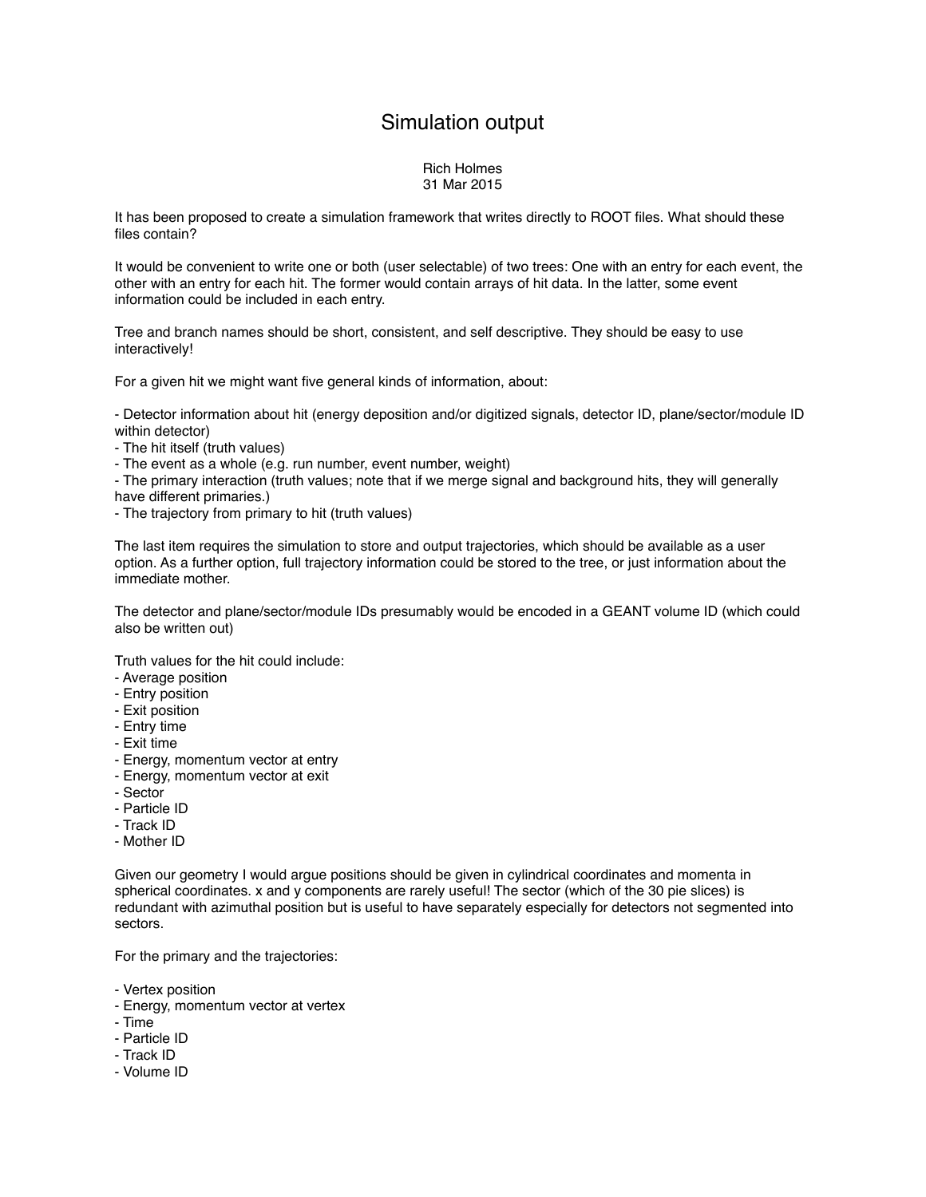# Simulation output

Rich Holmes
31 Mar 2015

It has been proposed to create a simulation framework that writes directly to ROOT files. What should these files contain?

It would be convenient to write one or both (user selectable) of two trees: One with an entry for each event, the other with an entry for each hit. The former would contain arrays of hit data. In the latter, some event information could be included in each entry.

Tree and branch names should be short, consistent, and self descriptive. They should be easy to use interactively!

For a given hit we might want five general kinds of information, about:

- Detector information about hit (energy deposition and/or digitized signals, detector ID, plane/sector/module ID within detector)
- The hit itself (truth values)
- The event as a whole (e.g. run number, event number, weight)
- The primary interaction (truth values; note that if we merge signal and background hits, they will generally have different primaries.)
- The trajectory from primary to hit (truth values)

The last item requires the simulation to store and output trajectories, which should be available as a user option. As a further option, full trajectory information could be stored to the tree, or just information about the immediate mother.

The detector and plane/sector/module IDs presumably would be encoded in a GEANT volume ID (which could also be written out)

Truth values for the hit could include:
- Average position
- Entry position
- Exit position
- Entry time
- Exit time
- Energy, momentum vector at entry
- Energy, momentum vector at exit
- Sector
- Particle ID
- Track ID
- Mother ID

Given our geometry I would argue positions should be given in cylindrical coordinates and momenta in spherical coordinates. x and y components are rarely useful! The sector (which of the 30 pie slices) is redundant with azimuthal position but is useful to have separately especially for detectors not segmented into sectors.

For the primary and the trajectories:

- Vertex position
- Energy, momentum vector at vertex
- Time
- Particle ID
- Track ID
- Volume ID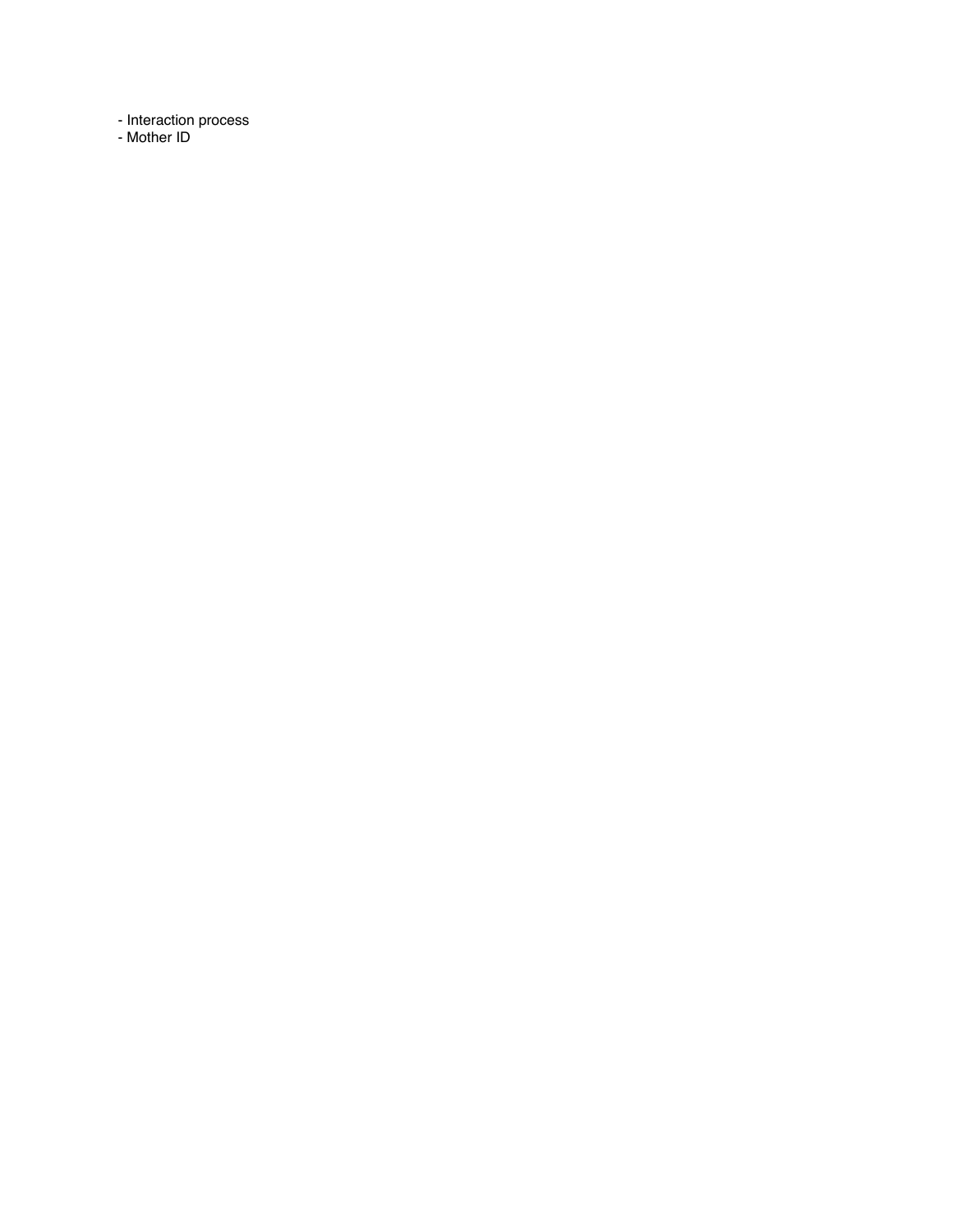- Interaction process
- Mother ID